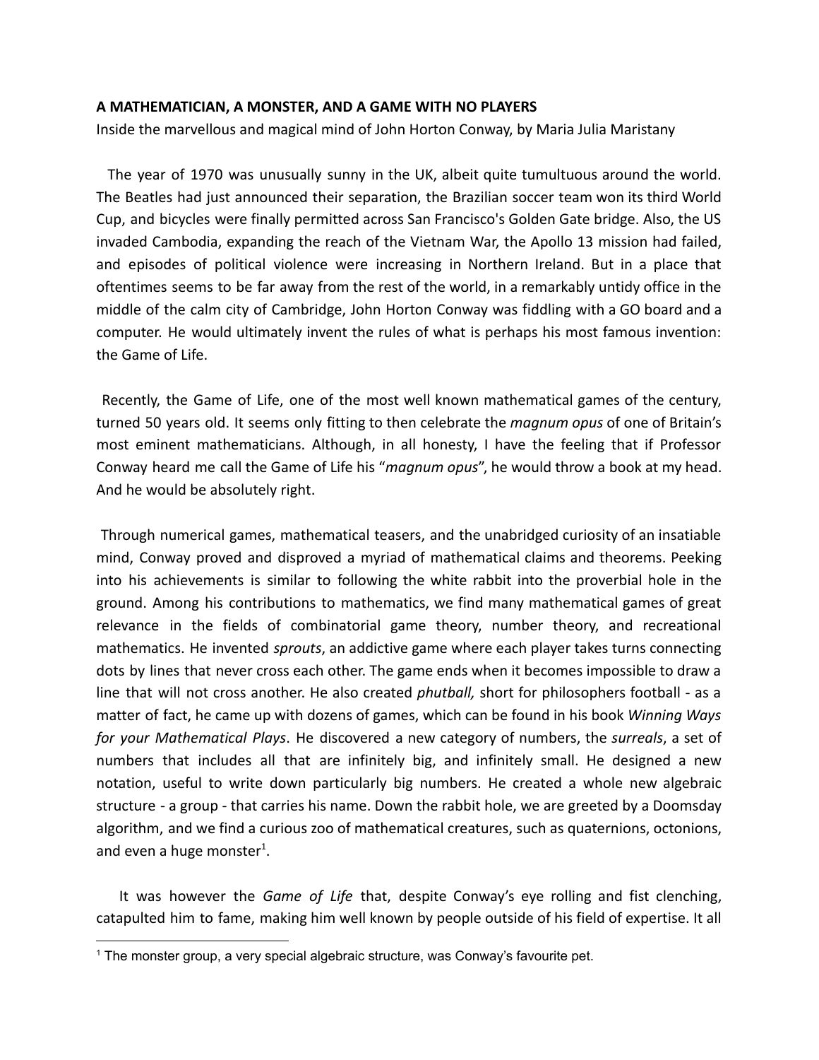**A MATHEMATICIAN, A MONSTER, AND A GAME WITH NO PLAYERS**

Inside the marvellous and magical mind of John Horton Conway, by Maria Julia Maristany

The year of 1970 was unusually sunny in the UK, albeit quite tumultuous around the world. The Beatles had just announced their separation, the Brazilian soccer team won its third World Cup, and bicycles were finally permitted across San Francisco's Golden Gate bridge. Also, the US invaded Cambodia, expanding the reach of the Vietnam War, the Apollo 13 mission had failed, and episodes of political violence were increasing in Northern Ireland. But in a place that oftentimes seems to be far away from the rest of the world, in a remarkably untidy office in the middle of the calm city of Cambridge, John Horton Conway was fiddling with a GO board and a computer. He would ultimately invent the rules of what is perhaps his most famous invention: the Game of Life.

Recently, the Game of Life, one of the most well known mathematical games of the century, turned 50 years old. It seems only fitting to then celebrate the *magnum opus* of one of Britain's most eminent mathematicians. Although, in all honesty, I have the feeling that if Professor Conway heard me call the Game of Life his "*magnum opus*", he would throw a book at my head. And he would be absolutely right.

Through numerical games, mathematical teasers, and the unabridged curiosity of an insatiable mind, Conway proved and disproved a myriad of mathematical claims and theorems. Peeking into his achievements is similar to following the white rabbit into the proverbial hole in the ground. Among his contributions to mathematics, we find many mathematical games of great relevance in the fields of combinatorial game theory, number theory, and recreational mathematics. He invented *sprouts*, an addictive game where each player takes turns connecting dots by lines that never cross each other. The game ends when it becomes impossible to draw a line that will not cross another. He also created *phutball,* short for philosophers football - as a matter of fact, he came up with dozens of games, which can be found in his book *Winning Ways for your Mathematical Plays*. He discovered a new category of numbers, the *surreals*, a set of numbers that includes all that are infinitely big, and infinitely small. He designed a new notation, useful to write down particularly big numbers. He created a whole new algebraic structure - a group - that carries his name. Down the rabbit hole, we are greeted by a Doomsday algorithm, and we find a curious zoo of mathematical creatures, such as quaternions, octonions, and even a huge monster[1].

It was however the *Game of Life* that, despite Conway's eye rolling and fist clenching, catapulted him to fame, making him well known by people outside of his field of expertise. It all

[1] The monster group, a very special algebraic structure, was Conway's favourite pet.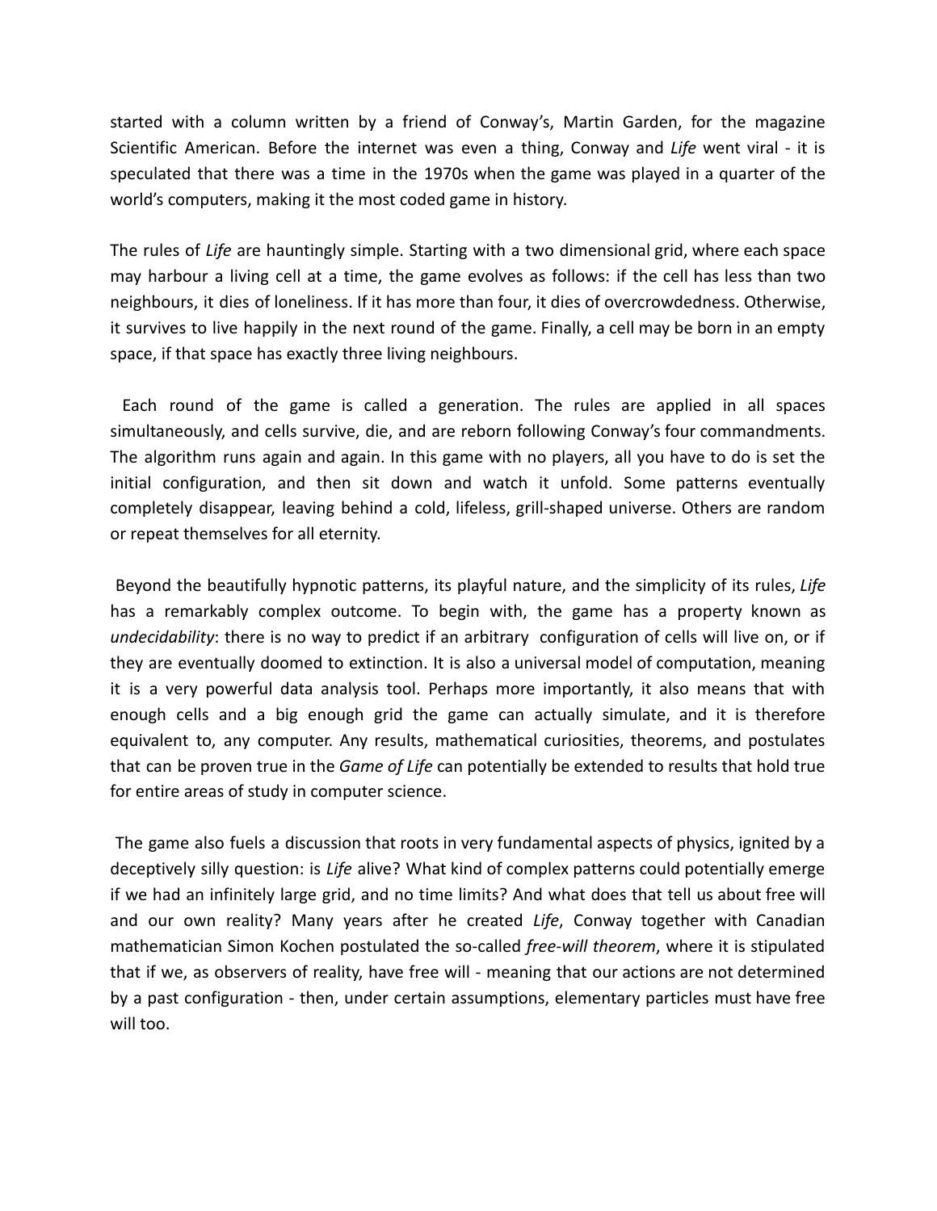started with a column written by a friend of Conway's, Martin Garden, for the magazine Scientific American. Before the internet was even a thing, Conway and *Life* went viral - it is speculated that there was a time in the 1970s when the game was played in a quarter of the world's computers, making it the most coded game in history.

The rules of *Life* are hauntingly simple. Starting with a two dimensional grid, where each space may harbour a living cell at a time, the game evolves as follows: if the cell has less than two neighbours, it dies of loneliness. If it has more than four, it dies of overcrowdedness. Otherwise, it survives to live happily in the next round of the game. Finally, a cell may be born in an empty space, if that space has exactly three living neighbours.

Each round of the game is called a generation. The rules are applied in all spaces simultaneously, and cells survive, die, and are reborn following Conway's four commandments. The algorithm runs again and again. In this game with no players, all you have to do is set the initial configuration, and then sit down and watch it unfold. Some patterns eventually completely disappear, leaving behind a cold, lifeless, grill-shaped universe. Others are random or repeat themselves for all eternity.

Beyond the beautifully hypnotic patterns, its playful nature, and the simplicity of its rules, *Life* has a remarkably complex outcome. To begin with, the game has a property known as *undecidability*: there is no way to predict if an arbitrary configuration of cells will live on, or if they are eventually doomed to extinction. It is also a universal model of computation, meaning it is a very powerful data analysis tool. Perhaps more importantly, it also means that with enough cells and a big enough grid the game can actually simulate, and it is therefore equivalent to, any computer. Any results, mathematical curiosities, theorems, and postulates that can be proven true in the *Game of Life* can potentially be extended to results that hold true for entire areas of study in computer science.

The game also fuels a discussion that roots in very fundamental aspects of physics, ignited by a deceptively silly question: is *Life* alive? What kind of complex patterns could potentially emerge if we had an infinitely large grid, and no time limits? And what does that tell us about free will and our own reality? Many years after he created *Life*, Conway together with Canadian mathematician Simon Kochen postulated the so-called *free-will theorem*, where it is stipulated that if we, as observers of reality, have free will - meaning that our actions are not determined by a past configuration - then, under certain assumptions, elementary particles must have free will too.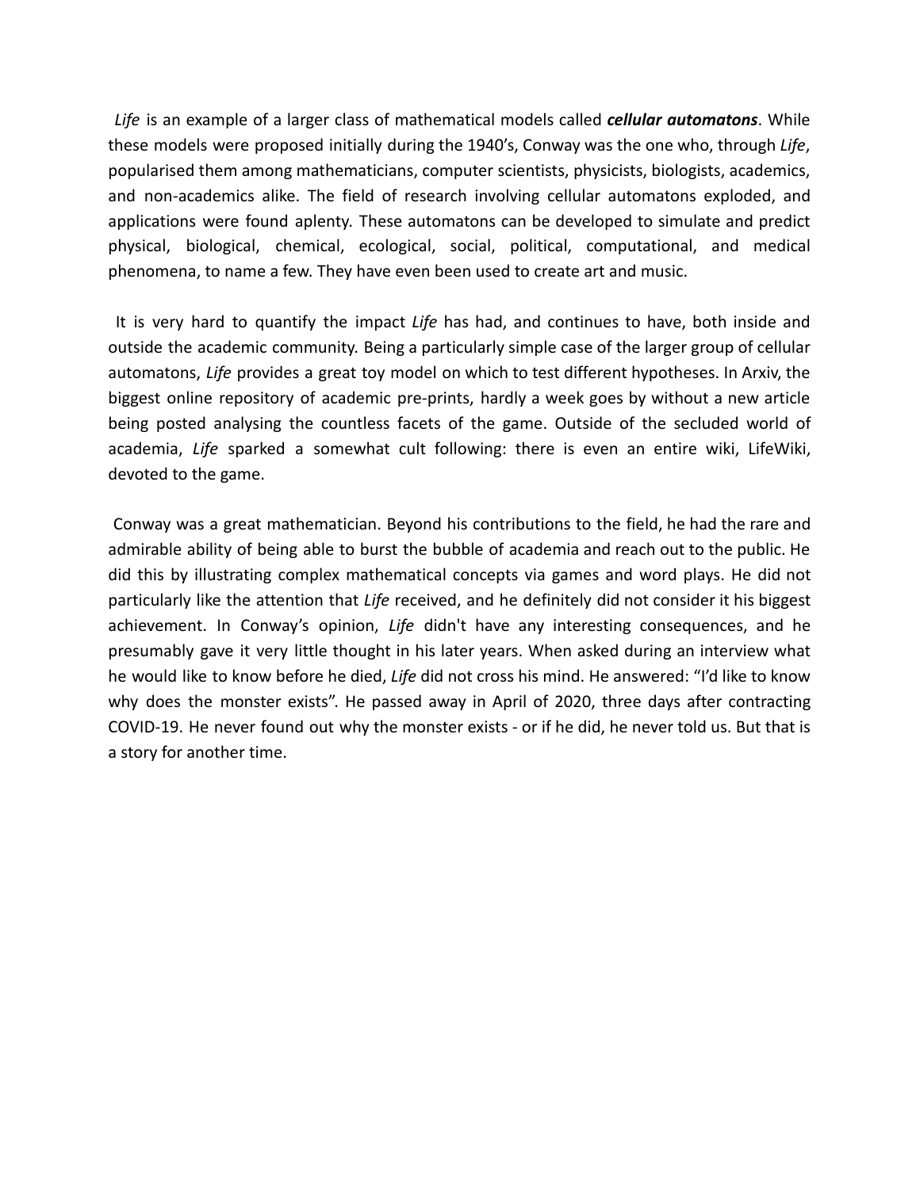*Life* is an example of a larger class of mathematical models called ***cellular automatons***. While these models were proposed initially during the 1940's, Conway was the one who, through *Life*, popularised them among mathematicians, computer scientists, physicists, biologists, academics, and non-academics alike. The field of research involving cellular automatons exploded, and applications were found aplenty. These automatons can be developed to simulate and predict physical, biological, chemical, ecological, social, political, computational, and medical phenomena, to name a few. They have even been used to create art and music.

It is very hard to quantify the impact *Life* has had, and continues to have, both inside and outside the academic community. Being a particularly simple case of the larger group of cellular automatons, *Life* provides a great toy model on which to test different hypotheses. In Arxiv, the biggest online repository of academic pre-prints, hardly a week goes by without a new article being posted analysing the countless facets of the game. Outside of the secluded world of academia, *Life* sparked a somewhat cult following: there is even an entire wiki, LifeWiki, devoted to the game.

Conway was a great mathematician. Beyond his contributions to the field, he had the rare and admirable ability of being able to burst the bubble of academia and reach out to the public. He did this by illustrating complex mathematical concepts via games and word plays. He did not particularly like the attention that *Life* received, and he definitely did not consider it his biggest achievement. In Conway's opinion, *Life* didn't have any interesting consequences, and he presumably gave it very little thought in his later years. When asked during an interview what he would like to know before he died, *Life* did not cross his mind. He answered: "I'd like to know why does the monster exists". He passed away in April of 2020, three days after contracting COVID-19. He never found out why the monster exists - or if he did, he never told us. But that is a story for another time.